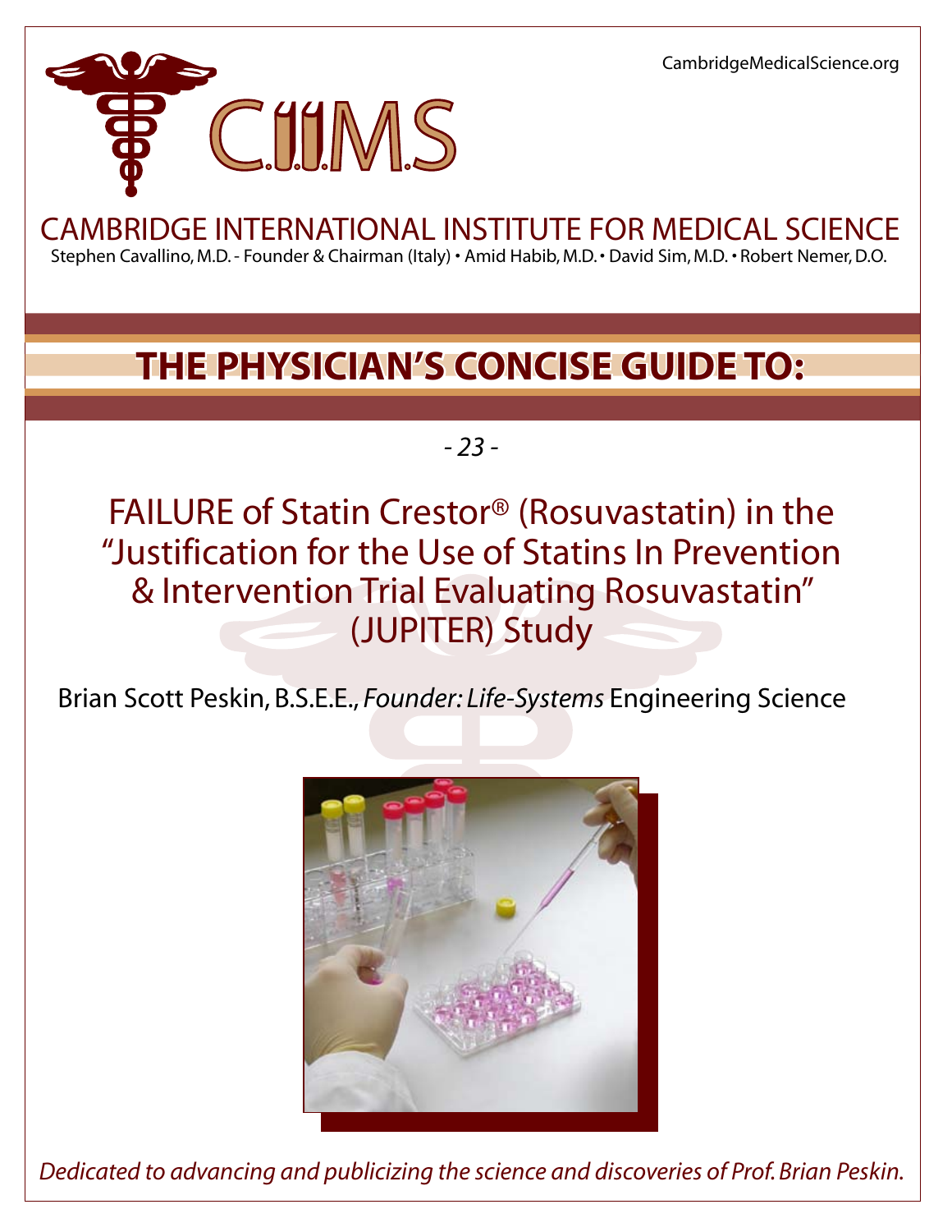CambridgeMedicalScience.org

C.I.I.M.S

# CAMBRIDGE INTERNATIONAL INSTITUTE FOR MEDICAL SCIENCE

Stephen Cavallino, M.D. - Founder & Chairman (Italy) • Amid Habib, M.D. • David Sim, M.D. • Robert Nemer, D.O.

## THE PHYSICIAN'S CONCISE GUIDE TO:

*- 23 -*

# FAILURE of Statin Crestor® (Rosuvastatin) in the "Justification for the Use of Statins In Prevention & Intervention Trial Evaluating Rosuvastatin" (JUPITER) Study

Brian Scott Peskin, B.S.E.E., *Founder: Life-Systems* Engineering Science

*Dedicated to advancing and publicizing the science and discoveries of Prof. Brian Peskin.*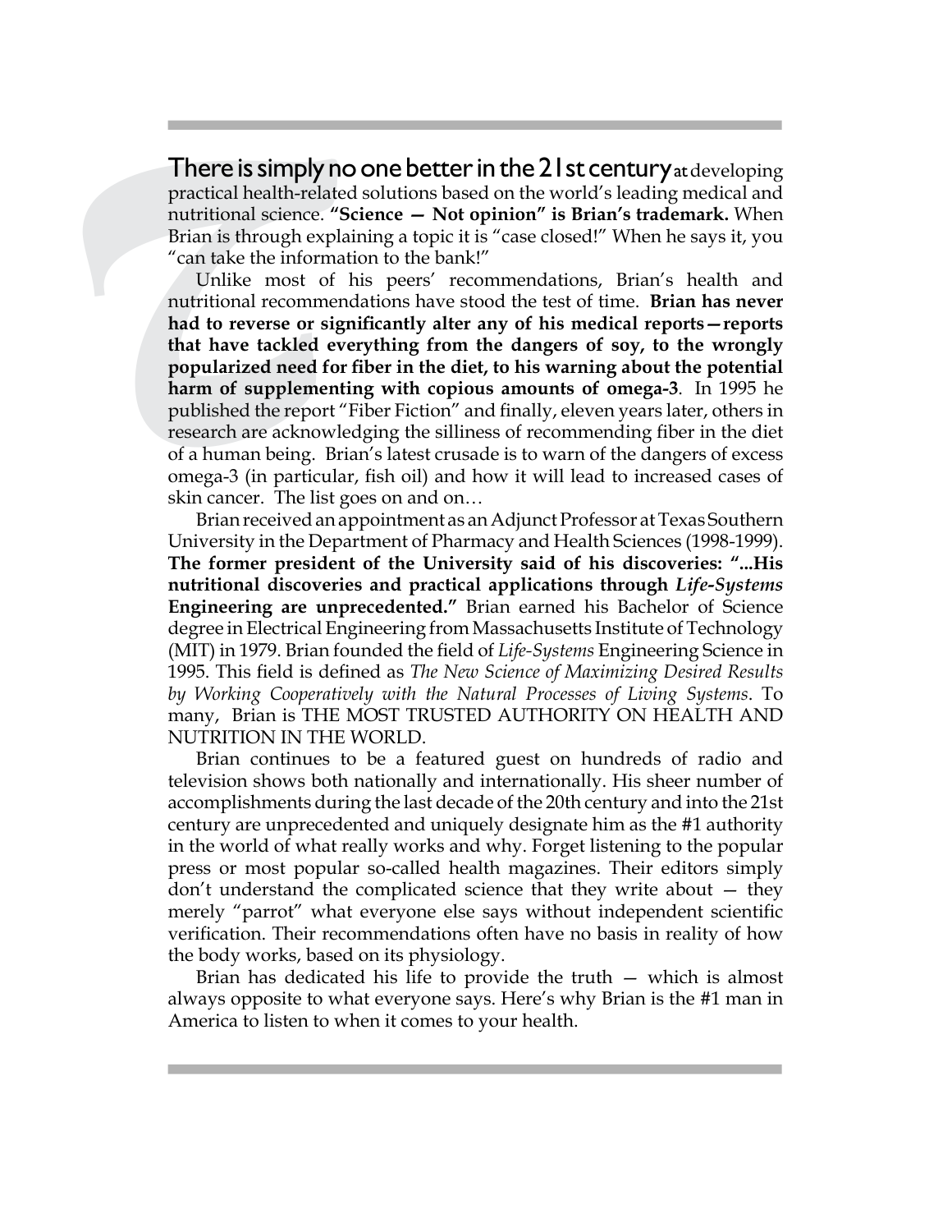**There is simply no one better in the 21st century** at developing practical health-related solutions based on the world's leading medical and nutritional science. **"Science — Not opinion" is Brian's trademark.** When Brian is through explaining a topic it is "case closed!" When he says it, you "can take the information to the bank!"

Unlike most of his peers' recommendations, Brian's health and nutritional recommendations have stood the test of time. **Brian has never had to reverse or significantly alter any of his medical reports—reports that have tackled everything from the dangers of soy, to the wrongly popularized need for fiber in the diet, to his warning about the potential harm of supplementing with copious amounts of omega-3**. In 1995 he published the report "Fiber Fiction" and finally, eleven years later, others in research are acknowledging the silliness of recommending fiber in the diet of a human being. Brian's latest crusade is to warn of the dangers of excess omega-3 (in particular, fish oil) and how it will lead to increased cases of skin cancer. The list goes on and on…

Brian received an appointment as an Adjunct Professor at Texas Southern University in the Department of Pharmacy and Health Sciences (1998-1999). **The former president of the University said of his discoveries: "...His nutritional discoveries and practical applications through *Life-Systems* Engineering are unprecedented."** Brian earned his Bachelor of Science degree in Electrical Engineering from Massachusetts Institute of Technology (MIT) in 1979. Brian founded the field of *Life-Systems* Engineering Science in 1995. This field is defined as *The New Science of Maximizing Desired Results by Working Cooperatively with the Natural Processes of Living Systems*. To many, Brian is THE MOST TRUSTED AUTHORITY ON HEALTH AND NUTRITION IN THE WORLD.

Brian continues to be a featured guest on hundreds of radio and television shows both nationally and internationally. His sheer number of accomplishments during the last decade of the 20th century and into the 21st century are unprecedented and uniquely designate him as the #1 authority in the world of what really works and why. Forget listening to the popular press or most popular so-called health magazines. Their editors simply don't understand the complicated science that they write about — they merely "parrot" what everyone else says without independent scientific verification. Their recommendations often have no basis in reality of how the body works, based on its physiology.

Brian has dedicated his life to provide the truth — which is almost always opposite to what everyone says. Here's why Brian is the #1 man in America to listen to when it comes to your health.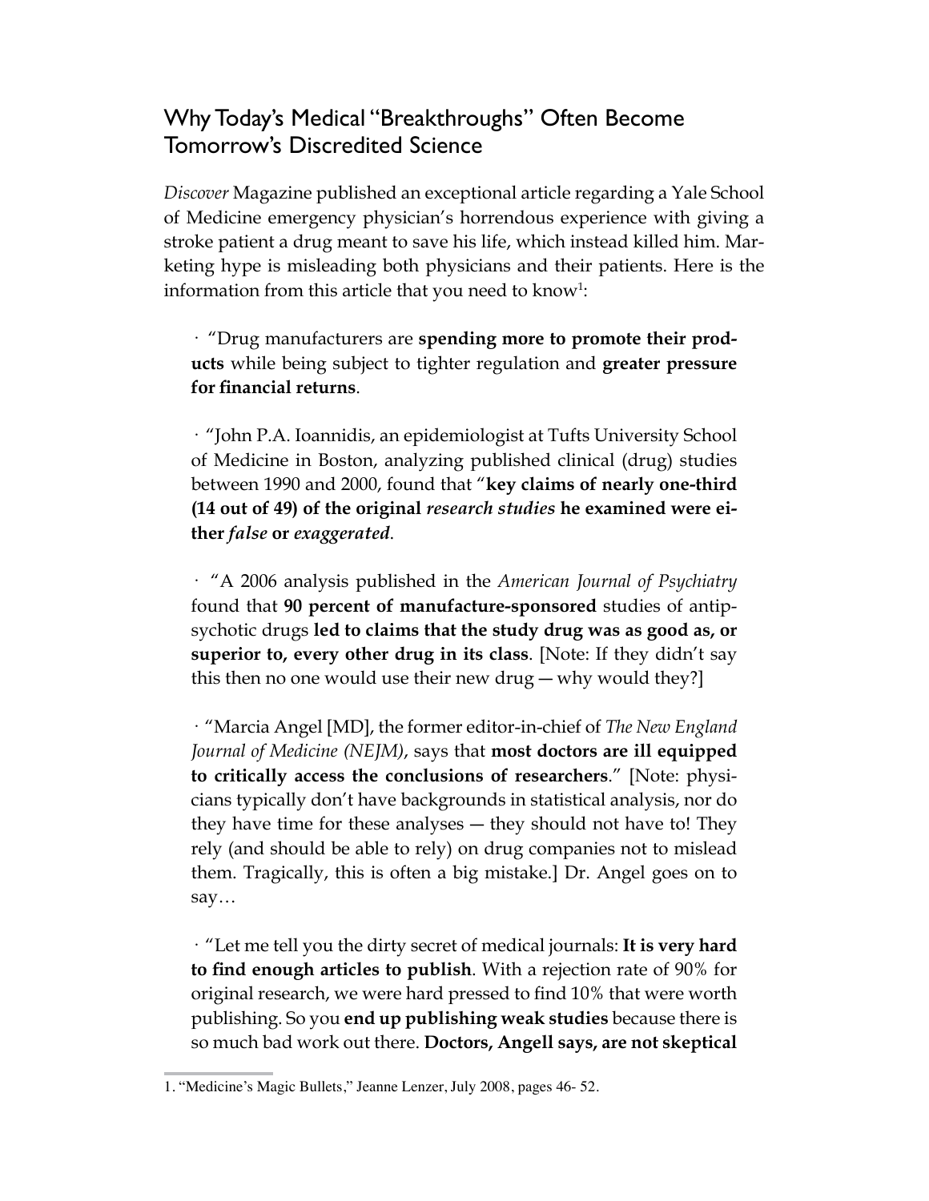## Why Today's Medical "Breakthroughs" Often Become Tomorrow's Discredited Science

*Discover* Magazine published an exceptional article regarding a Yale School of Medicine emergency physician's horrendous experience with giving a stroke patient a drug meant to save his life, which instead killed him. Marketing hype is misleading both physicians and their patients. Here is the information from this article that you need to know[1]:

· "Drug manufacturers are **spending more to promote their products** while being subject to tighter regulation and **greater pressure for financial returns**.

· "John P.A. Ioannidis, an epidemiologist at Tufts University School of Medicine in Boston, analyzing published clinical (drug) studies between 1990 and 2000, found that "**key claims of nearly one-third (14 out of 49) of the original *research studies* he examined were either *false* or *exaggerated*.**

· "A 2006 analysis published in the *American Journal of Psychiatry* found that **90 percent of manufacture-sponsored** studies of antipsychotic drugs **led to claims that the study drug was as good as, or superior to, every other drug in its class**. [Note: If they didn't say this then no one would use their new drug — why would they?]

· "Marcia Angel [MD], the former editor-in-chief of *The New England Journal of Medicine (NEJM)*, says that **most doctors are ill equipped to critically access the conclusions of researchers**." [Note: physicians typically don't have backgrounds in statistical analysis, nor do they have time for these analyses — they should not have to! They rely (and should be able to rely) on drug companies not to mislead them. Tragically, this is often a big mistake.] Dr. Angel goes on to say…

· "Let me tell you the dirty secret of medical journals: **It is very hard to find enough articles to publish**. With a rejection rate of 90% for original research, we were hard pressed to find 10% that were worth publishing. So you **end up publishing weak studies** because there is so much bad work out there. **Doctors, Angell says, are not skeptical**

---

1. "Medicine's Magic Bullets," Jeanne Lenzer, July 2008, pages 46- 52.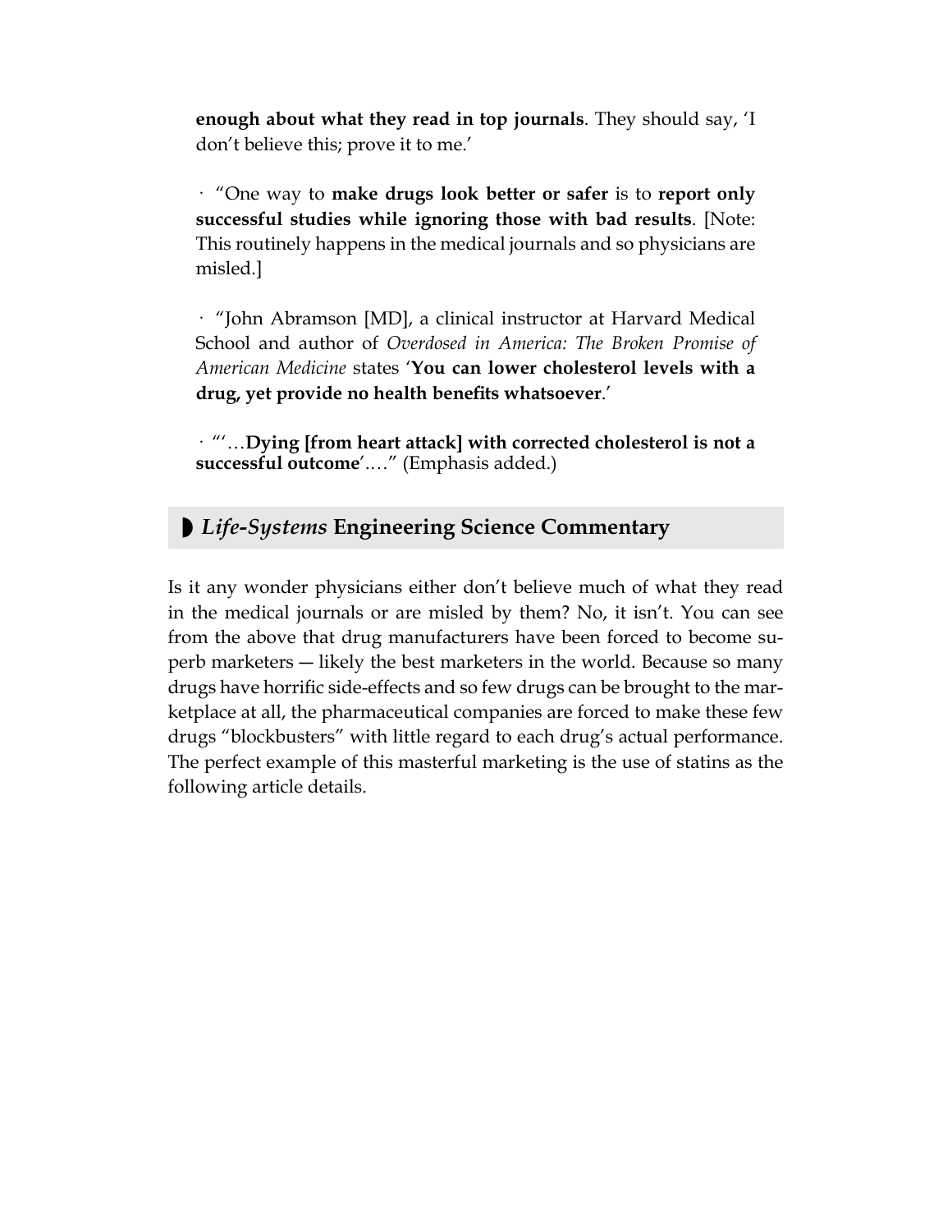**enough about what they read in top journals**. They should say, 'I don't believe this; prove it to me.'

· "One way to **make drugs look better or safer** is to **report only successful studies while ignoring those with bad results**. [Note: This routinely happens in the medical journals and so physicians are misled.]

· "John Abramson [MD], a clinical instructor at Harvard Medical School and author of *Overdosed in America: The Broken Promise of American Medicine* states '**You can lower cholesterol levels with a drug, yet provide no health benefits whatsoever**.'

· "'…**Dying [from heart attack] with corrected cholesterol is not a successful outcome**'.…" (Emphasis added.)

## ◗ *Life-Systems* Engineering Science Commentary

Is it any wonder physicians either don't believe much of what they read in the medical journals or are misled by them? No, it isn't. You can see from the above that drug manufacturers have been forced to become superb marketers — likely the best marketers in the world. Because so many drugs have horrific side-effects and so few drugs can be brought to the marketplace at all, the pharmaceutical companies are forced to make these few drugs "blockbusters" with little regard to each drug's actual performance. The perfect example of this masterful marketing is the use of statins as the following article details.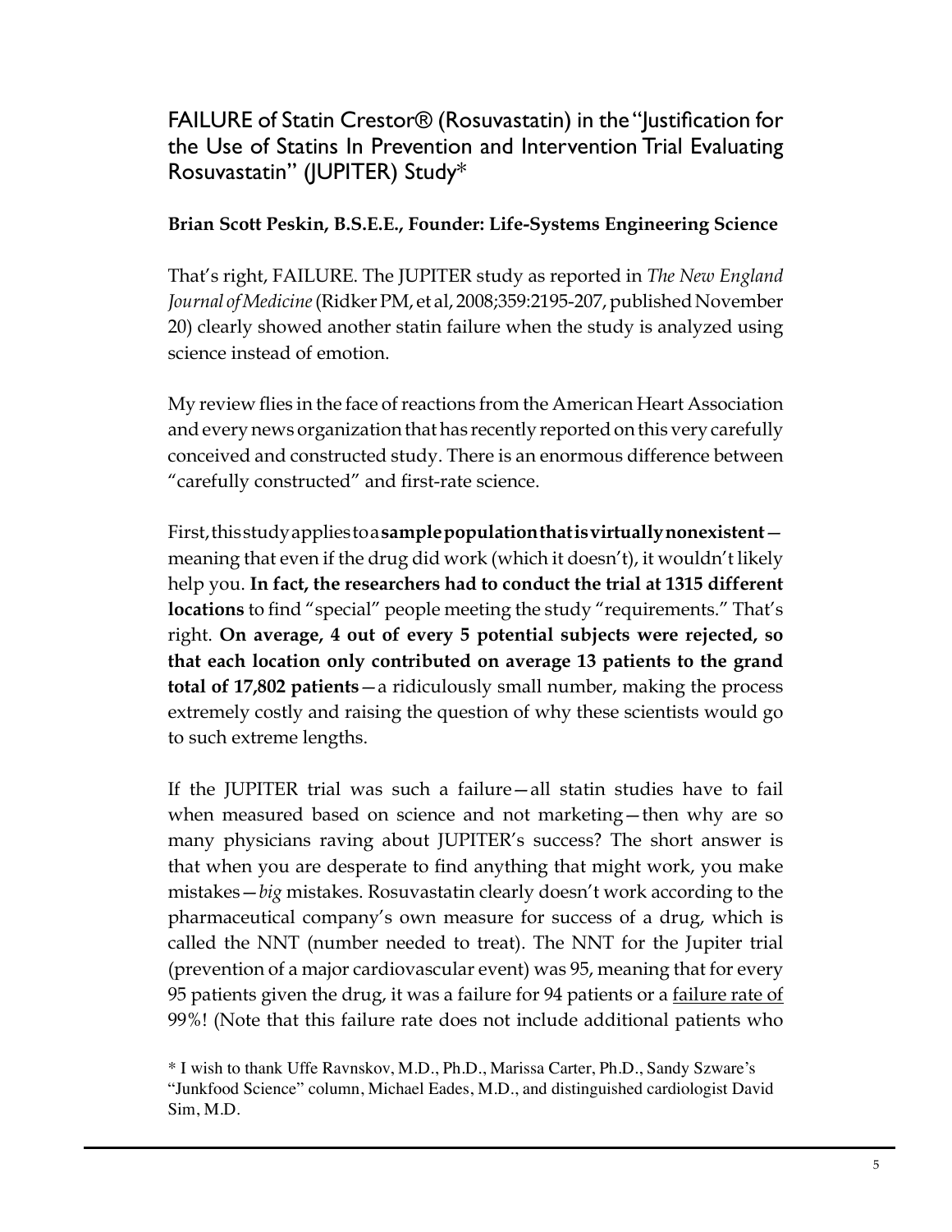## FAILURE of Statin Crestor® (Rosuvastatin) in the "Justification for the Use of Statins In Prevention and Intervention Trial Evaluating Rosuvastatin" (JUPITER) Study*

**Brian Scott Peskin, B.S.E.E., Founder: Life-Systems Engineering Science**

That's right, FAILURE. The JUPITER study as reported in *The New England Journal of Medicine* (Ridker PM, et al, 2008;359:2195-207, published November 20) clearly showed another statin failure when the study is analyzed using science instead of emotion.

My review flies in the face of reactions from the American Heart Association and every news organization that has recently reported on this very carefully conceived and constructed study. There is an enormous difference between "carefully constructed" and first-rate science.

First, this study applies to a **sample population that is virtually nonexistent**—meaning that even if the drug did work (which it doesn't), it wouldn't likely help you. **In fact, the researchers had to conduct the trial at 1315 different locations** to find "special" people meeting the study "requirements." That's right. **On average, 4 out of every 5 potential subjects were rejected, so that each location only contributed on average 13 patients to the grand total of 17,802 patients**—a ridiculously small number, making the process extremely costly and raising the question of why these scientists would go to such extreme lengths.

If the JUPITER trial was such a failure—all statin studies have to fail when measured based on science and not marketing—then why are so many physicians raving about JUPITER's success? The short answer is that when you are desperate to find anything that might work, you make mistakes—*big* mistakes. Rosuvastatin clearly doesn't work according to the pharmaceutical company's own measure for success of a drug, which is called the NNT (number needed to treat). The NNT for the Jupiter trial (prevention of a major cardiovascular event) was 95, meaning that for every 95 patients given the drug, it was a failure for 94 patients or a <u>failure rate of</u> 99%! (Note that this failure rate does not include additional patients who

\* I wish to thank Uffe Ravnskov, M.D., Ph.D., Marissa Carter, Ph.D., Sandy Szware's "Junkfood Science" column, Michael Eades, M.D., and distinguished cardiologist David Sim, M.D.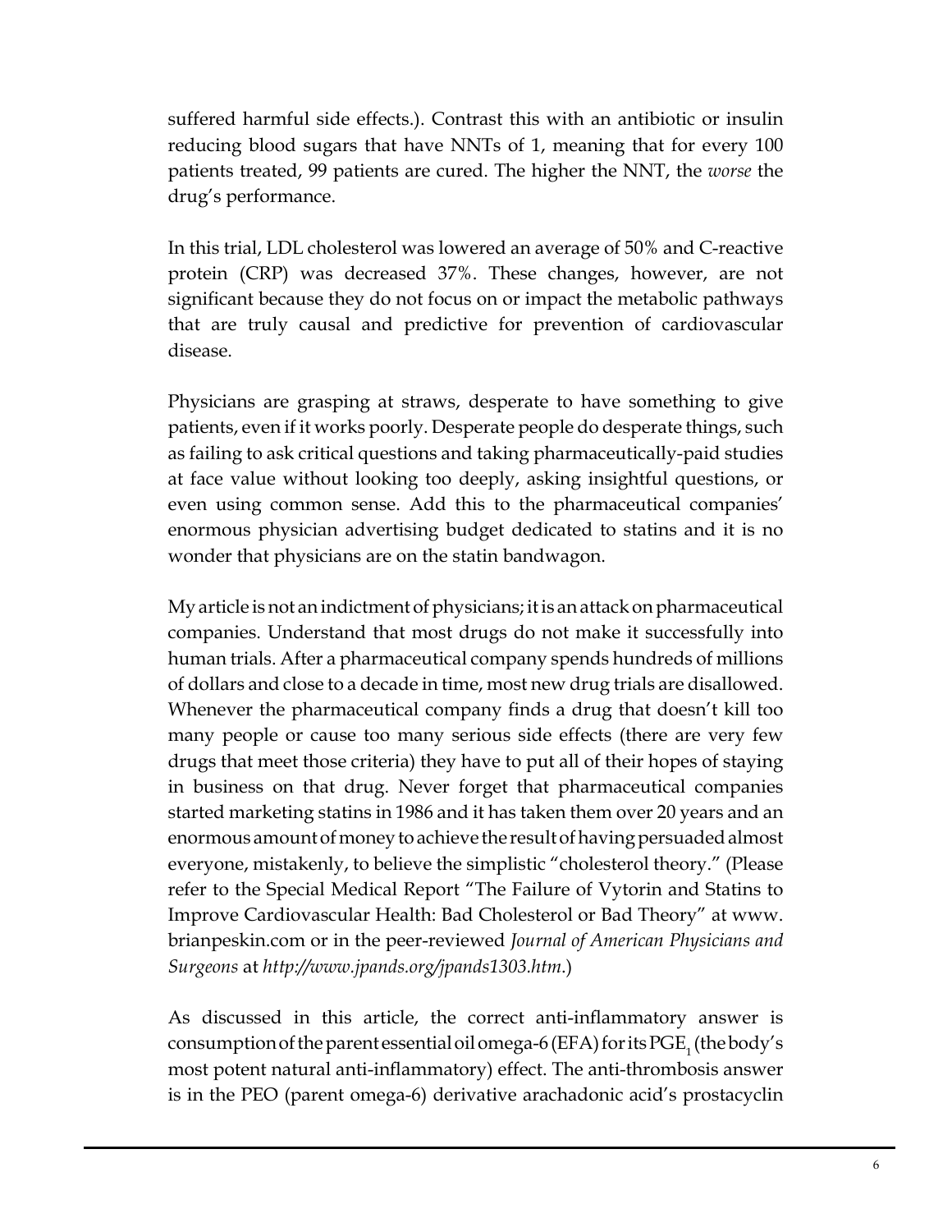suffered harmful side effects.). Contrast this with an antibiotic or insulin reducing blood sugars that have NNTs of 1, meaning that for every 100 patients treated, 99 patients are cured. The higher the NNT, the *worse* the drug's performance.

In this trial, LDL cholesterol was lowered an average of 50% and C-reactive protein (CRP) was decreased 37%. These changes, however, are not significant because they do not focus on or impact the metabolic pathways that are truly causal and predictive for prevention of cardiovascular disease.

Physicians are grasping at straws, desperate to have something to give patients, even if it works poorly. Desperate people do desperate things, such as failing to ask critical questions and taking pharmaceutically-paid studies at face value without looking too deeply, asking insightful questions, or even using common sense. Add this to the pharmaceutical companies' enormous physician advertising budget dedicated to statins and it is no wonder that physicians are on the statin bandwagon.

My article is not an indictment of physicians; it is an attack on pharmaceutical companies. Understand that most drugs do not make it successfully into human trials. After a pharmaceutical company spends hundreds of millions of dollars and close to a decade in time, most new drug trials are disallowed. Whenever the pharmaceutical company finds a drug that doesn't kill too many people or cause too many serious side effects (there are very few drugs that meet those criteria) they have to put all of their hopes of staying in business on that drug. Never forget that pharmaceutical companies started marketing statins in 1986 and it has taken them over 20 years and an enormous amount of money to achieve the result of having persuaded almost everyone, mistakenly, to believe the simplistic "cholesterol theory." (Please refer to the Special Medical Report "The Failure of Vytorin and Statins to Improve Cardiovascular Health: Bad Cholesterol or Bad Theory" at www.brianpeskin.com or in the peer-reviewed *Journal of American Physicians and Surgeons* at *http://www.jpands.org/jpands1303.htm*.)

As discussed in this article, the correct anti-inflammatory answer is consumption of the parent essential oil omega-6 (EFA) for its $PGE_1$ (the body's most potent natural anti-inflammatory) effect. The anti-thrombosis answer is in the PEO (parent omega-6) derivative arachadonic acid's prostacyclin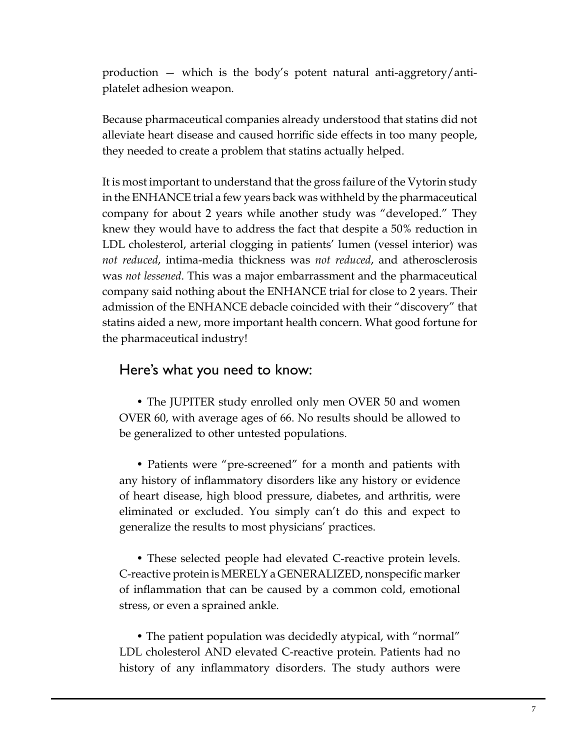production — which is the body's potent natural anti-aggretory/anti-platelet adhesion weapon.

Because pharmaceutical companies already understood that statins did not alleviate heart disease and caused horrific side effects in too many people, they needed to create a problem that statins actually helped.

It is most important to understand that the gross failure of the Vytorin study in the ENHANCE trial a few years back was withheld by the pharmaceutical company for about 2 years while another study was "developed." They knew they would have to address the fact that despite a 50% reduction in LDL cholesterol, arterial clogging in patients' lumen (vessel interior) was *not reduced*, intima-media thickness was *not reduced*, and atherosclerosis was *not lessened*. This was a major embarrassment and the pharmaceutical company said nothing about the ENHANCE trial for close to 2 years. Their admission of the ENHANCE debacle coincided with their "discovery" that statins aided a new, more important health concern. What good fortune for the pharmaceutical industry!

## Here's what you need to know:

- The JUPITER study enrolled only men OVER 50 and women OVER 60, with average ages of 66. No results should be allowed to be generalized to other untested populations.

- Patients were "pre-screened" for a month and patients with any history of inflammatory disorders like any history or evidence of heart disease, high blood pressure, diabetes, and arthritis, were eliminated or excluded. You simply can't do this and expect to generalize the results to most physicians' practices.

- These selected people had elevated C-reactive protein levels. C-reactive protein is MERELY a GENERALIZED, nonspecific marker of inflammation that can be caused by a common cold, emotional stress, or even a sprained ankle.

- The patient population was decidedly atypical, with "normal" LDL cholesterol AND elevated C-reactive protein. Patients had no history of any inflammatory disorders. The study authors were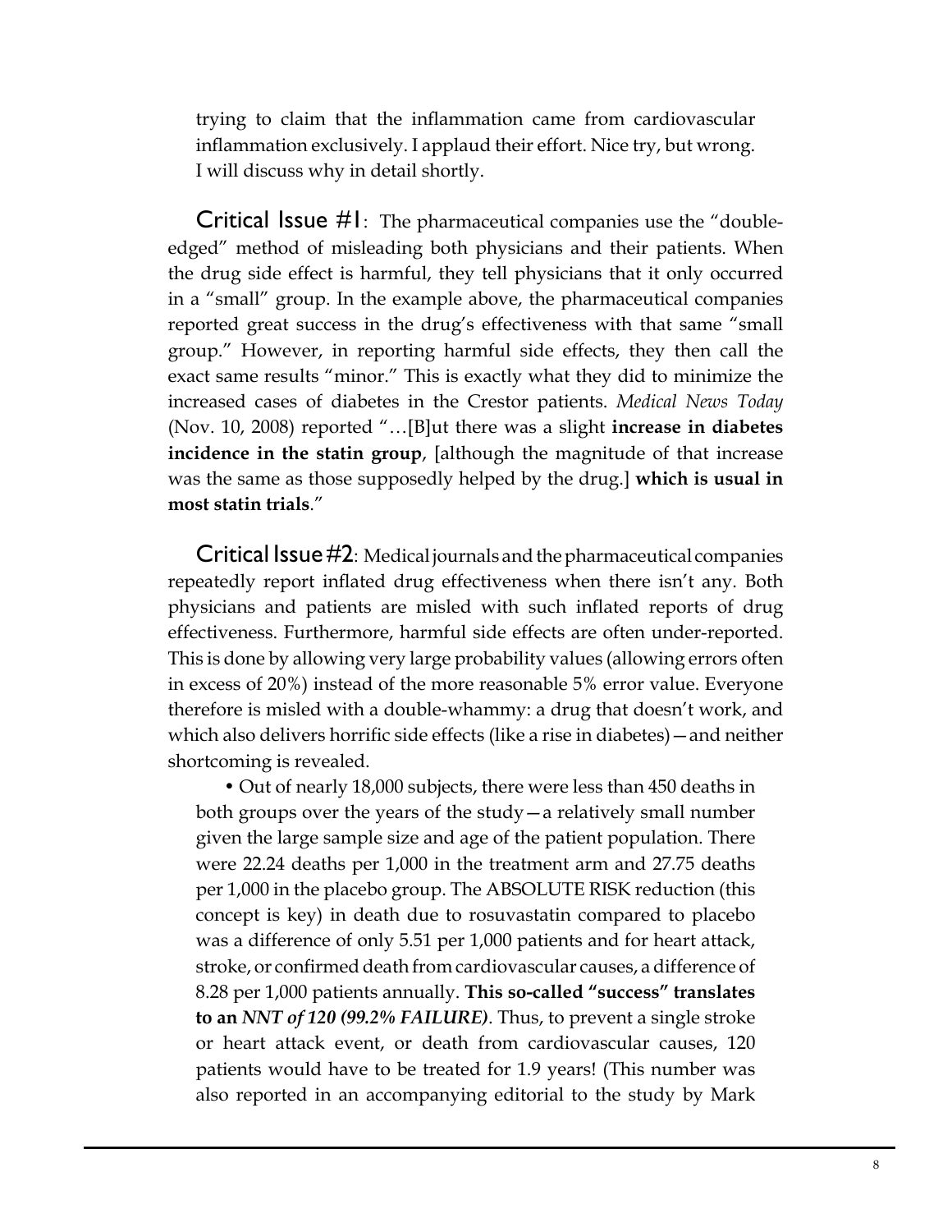trying to claim that the inflammation came from cardiovascular inflammation exclusively. I applaud their effort. Nice try, but wrong. I will discuss why in detail shortly.

Critical Issue #1: The pharmaceutical companies use the "double-edged" method of misleading both physicians and their patients. When the drug side effect is harmful, they tell physicians that it only occurred in a "small" group. In the example above, the pharmaceutical companies reported great success in the drug's effectiveness with that same "small group." However, in reporting harmful side effects, they then call the exact same results "minor." This is exactly what they did to minimize the increased cases of diabetes in the Crestor patients. *Medical News Today* (Nov. 10, 2008) reported "…[B]ut there was a slight **increase in diabetes incidence in the statin group**, [although the magnitude of that increase was the same as those supposedly helped by the drug.] **which is usual in most statin trials**."

Critical Issue #2: Medical journals and the pharmaceutical companies repeatedly report inflated drug effectiveness when there isn't any. Both physicians and patients are misled with such inflated reports of drug effectiveness. Furthermore, harmful side effects are often under-reported. This is done by allowing very large probability values (allowing errors often in excess of 20%) instead of the more reasonable 5% error value. Everyone therefore is misled with a double-whammy: a drug that doesn't work, and which also delivers horrific side effects (like a rise in diabetes)—and neither shortcoming is revealed.

- Out of nearly 18,000 subjects, there were less than 450 deaths in both groups over the years of the study—a relatively small number given the large sample size and age of the patient population. There were 22.24 deaths per 1,000 in the treatment arm and 27.75 deaths per 1,000 in the placebo group. The ABSOLUTE RISK reduction (this concept is key) in death due to rosuvastatin compared to placebo was a difference of only 5.51 per 1,000 patients and for heart attack, stroke, or confirmed death from cardiovascular causes, a difference of 8.28 per 1,000 patients annually. **This so-called "success" translates to an *NNT of 120 (99.2% FAILURE)***. Thus, to prevent a single stroke or heart attack event, or death from cardiovascular causes, 120 patients would have to be treated for 1.9 years! (This number was also reported in an accompanying editorial to the study by Mark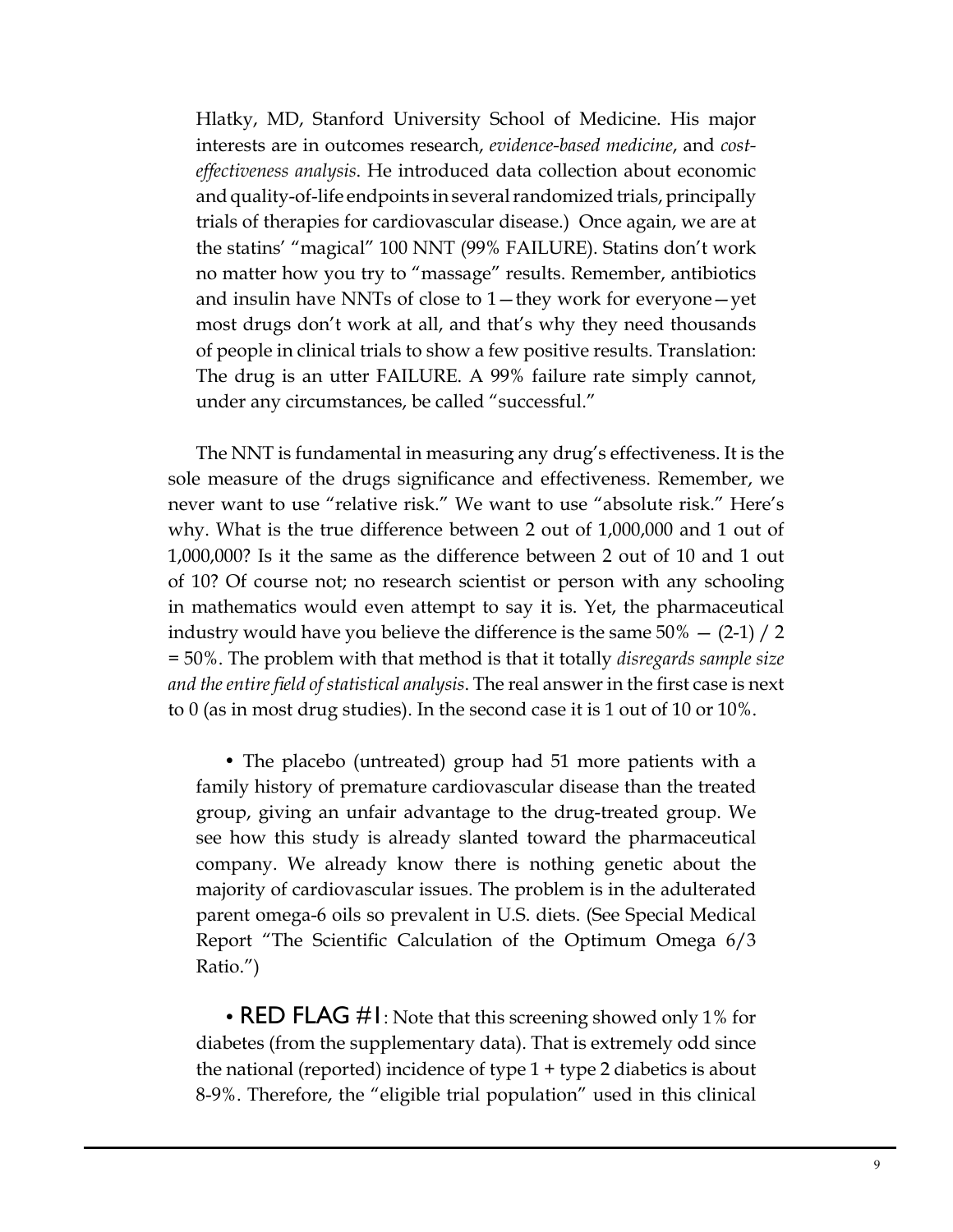Hlatky, MD, Stanford University School of Medicine. His major interests are in outcomes research, *evidence-based medicine*, and *cost-effectiveness analysis*. He introduced data collection about economic and quality-of-life endpoints in several randomized trials, principally trials of therapies for cardiovascular disease.) Once again, we are at the statins' "magical" 100 NNT (99% FAILURE). Statins don't work no matter how you try to "massage" results. Remember, antibiotics and insulin have NNTs of close to 1—they work for everyone—yet most drugs don't work at all, and that's why they need thousands of people in clinical trials to show a few positive results. Translation: The drug is an utter FAILURE. A 99% failure rate simply cannot, under any circumstances, be called "successful."

The NNT is fundamental in measuring any drug's effectiveness. It is the sole measure of the drugs significance and effectiveness. Remember, we never want to use "relative risk." We want to use "absolute risk." Here's why. What is the true difference between 2 out of 1,000,000 and 1 out of 1,000,000? Is it the same as the difference between 2 out of 10 and 1 out of 10? Of course not; no research scientist or person with any schooling in mathematics would even attempt to say it is. Yet, the pharmaceutical industry would have you believe the difference is the same 50% — $(2-1) / 2 = 50\%$. The problem with that method is that it totally *disregards sample size and the entire field of statistical analysis*. The real answer in the first case is next to 0 (as in most drug studies). In the second case it is 1 out of 10 or 10%.

- The placebo (untreated) group had 51 more patients with a family history of premature cardiovascular disease than the treated group, giving an unfair advantage to the drug-treated group. We see how this study is already slanted toward the pharmaceutical company. We already know there is nothing genetic about the majority of cardiovascular issues. The problem is in the adulterated parent omega-6 oils so prevalent in U.S. diets. (See Special Medical Report "The Scientific Calculation of the Optimum Omega 6/3 Ratio.")

- **RED FLAG #1**: Note that this screening showed only 1% for diabetes (from the supplementary data). That is extremely odd since the national (reported) incidence of type 1 + type 2 diabetics is about 8-9%. Therefore, the "eligible trial population" used in this clinical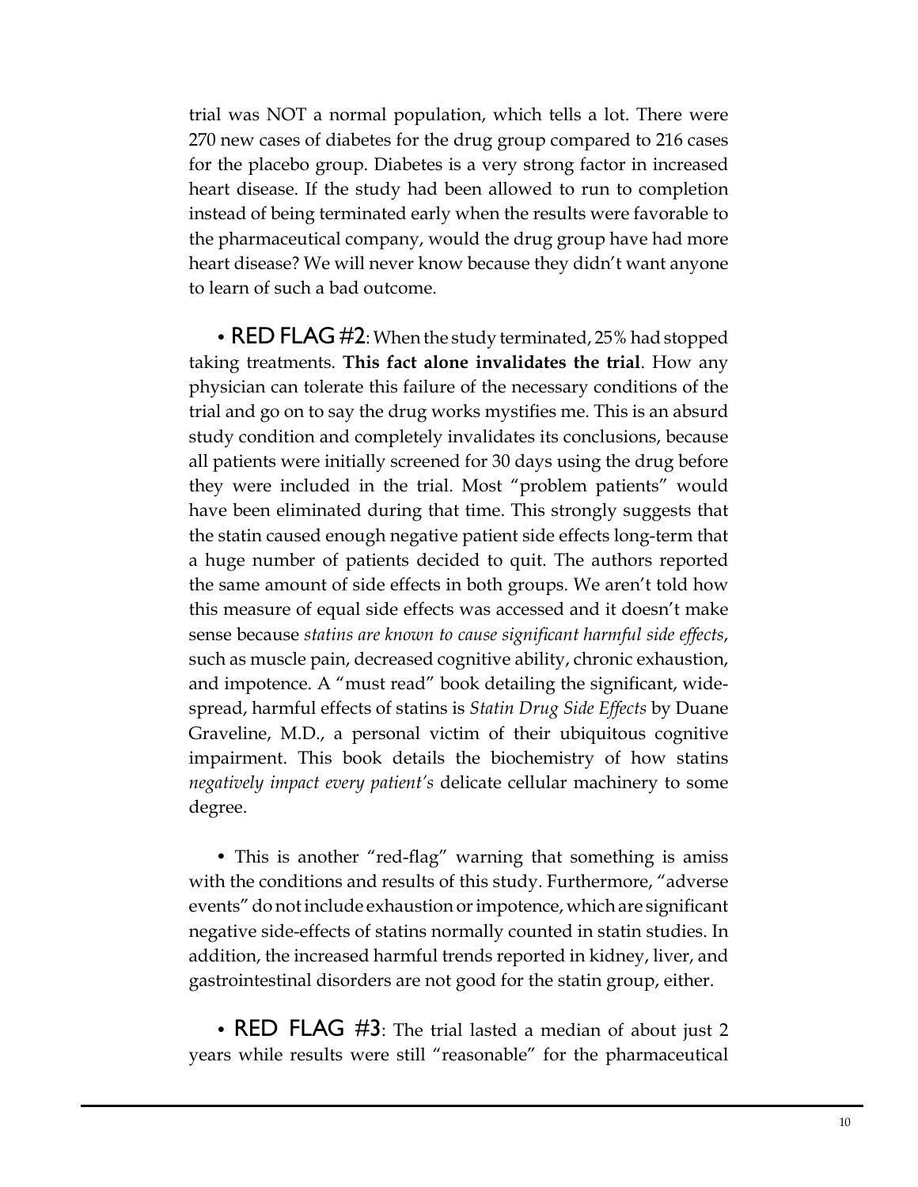trial was NOT a normal population, which tells a lot. There were 270 new cases of diabetes for the drug group compared to 216 cases for the placebo group. Diabetes is a very strong factor in increased heart disease. If the study had been allowed to run to completion instead of being terminated early when the results were favorable to the pharmaceutical company, would the drug group have had more heart disease? We will never know because they didn't want anyone to learn of such a bad outcome.

- RED FLAG #2: When the study terminated, 25% had stopped taking treatments. **This fact alone invalidates the trial**. How any physician can tolerate this failure of the necessary conditions of the trial and go on to say the drug works mystifies me. This is an absurd study condition and completely invalidates its conclusions, because all patients were initially screened for 30 days using the drug before they were included in the trial. Most "problem patients" would have been eliminated during that time. This strongly suggests that the statin caused enough negative patient side effects long-term that a huge number of patients decided to quit. The authors reported the same amount of side effects in both groups. We aren't told how this measure of equal side effects was accessed and it doesn't make sense because *statins are known to cause significant harmful side effects*, such as muscle pain, decreased cognitive ability, chronic exhaustion, and impotence. A "must read" book detailing the significant, widespread, harmful effects of statins is *Statin Drug Side Effects* by Duane Graveline, M.D., a personal victim of their ubiquitous cognitive impairment. This book details the biochemistry of how statins *negatively impact every patient's* delicate cellular machinery to some degree.

- This is another "red-flag" warning that something is amiss with the conditions and results of this study. Furthermore, "adverse events" do not include exhaustion or impotence, which are significant negative side-effects of statins normally counted in statin studies. In addition, the increased harmful trends reported in kidney, liver, and gastrointestinal disorders are not good for the statin group, either.

- RED FLAG #3: The trial lasted a median of about just 2 years while results were still "reasonable" for the pharmaceutical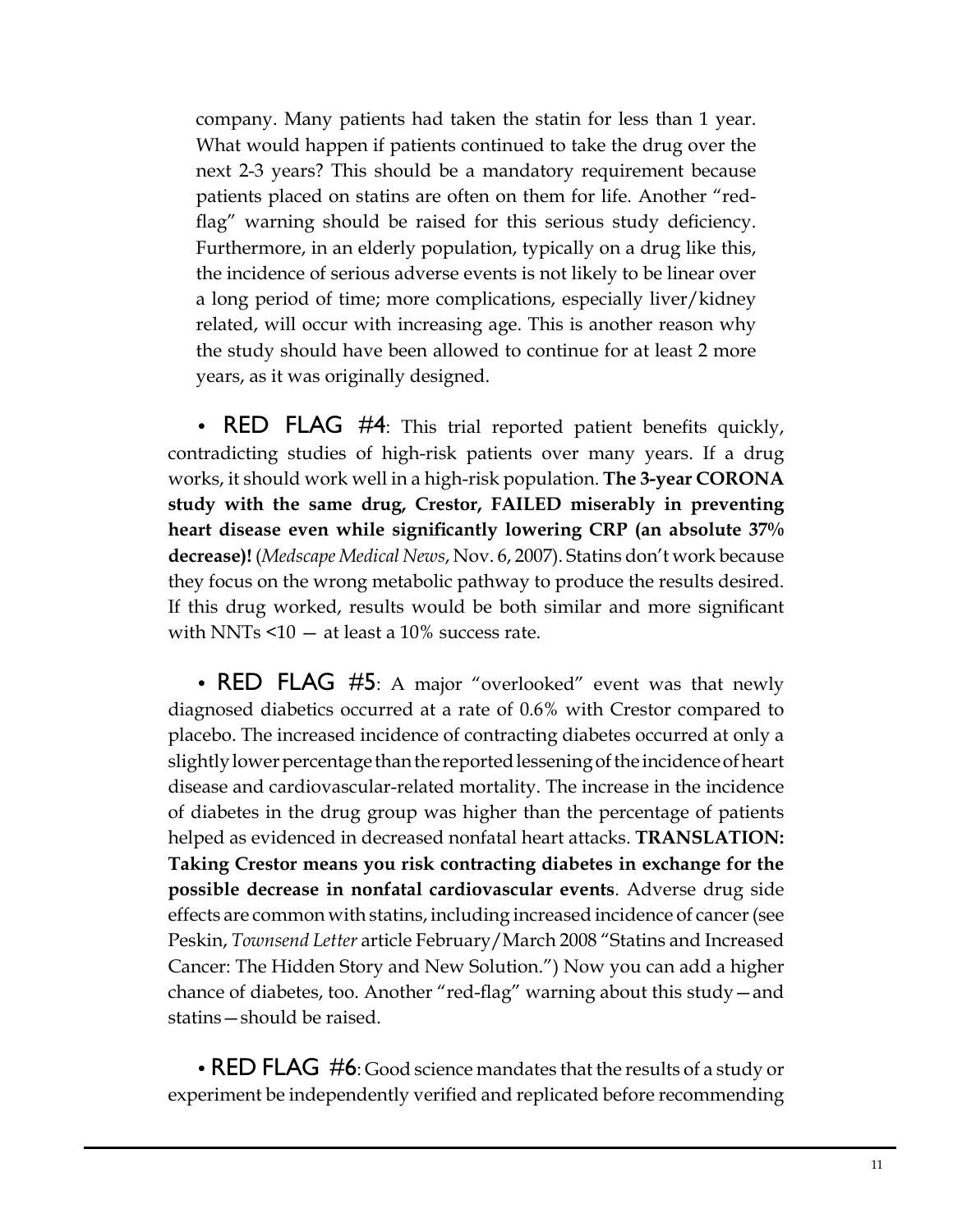company. Many patients had taken the statin for less than 1 year. What would happen if patients continued to take the drug over the next 2-3 years? This should be a mandatory requirement because patients placed on statins are often on them for life. Another "red-flag" warning should be raised for this serious study deficiency. Furthermore, in an elderly population, typically on a drug like this, the incidence of serious adverse events is not likely to be linear over a long period of time; more complications, especially liver/kidney related, will occur with increasing age. This is another reason why the study should have been allowed to continue for at least 2 more years, as it was originally designed.

- **RED FLAG #4**: This trial reported patient benefits quickly, contradicting studies of high-risk patients over many years. If a drug works, it should work well in a high-risk population. **The 3-year CORONA study with the same drug, Crestor, FAILED miserably in preventing heart disease even while significantly lowering CRP (an absolute 37% decrease)!** (*Medscape Medical News*, Nov. 6, 2007). Statins don't work because they focus on the wrong metabolic pathway to produce the results desired. If this drug worked, results would be both similar and more significant with NNTs <10 — at least a 10% success rate.

- **RED FLAG #5**: A major "overlooked" event was that newly diagnosed diabetics occurred at a rate of 0.6% with Crestor compared to placebo. The increased incidence of contracting diabetes occurred at only a slightly lower percentage than the reported lessening of the incidence of heart disease and cardiovascular-related mortality. The increase in the incidence of diabetes in the drug group was higher than the percentage of patients helped as evidenced in decreased nonfatal heart attacks. **TRANSLATION: Taking Crestor means you risk contracting diabetes in exchange for the possible decrease in nonfatal cardiovascular events**. Adverse drug side effects are common with statins, including increased incidence of cancer (see Peskin, *Townsend Letter* article February/March 2008 "Statins and Increased Cancer: The Hidden Story and New Solution.") Now you can add a higher chance of diabetes, too. Another "red-flag" warning about this study—and statins—should be raised.

- **RED FLAG #6**: Good science mandates that the results of a study or experiment be independently verified and replicated before recommending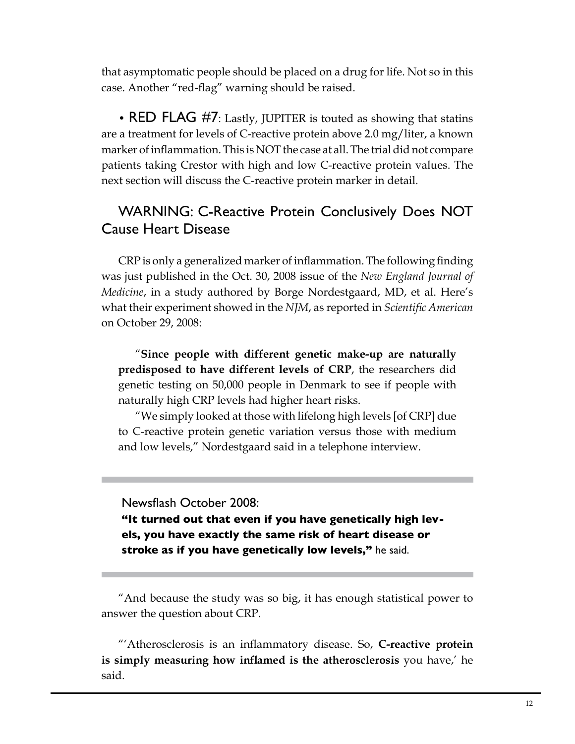that asymptomatic people should be placed on a drug for life. Not so in this case. Another "red-flag" warning should be raised.

• RED FLAG #7: Lastly, JUPITER is touted as showing that statins are a treatment for levels of C-reactive protein above 2.0 mg/liter, a known marker of inflammation. This is NOT the case at all. The trial did not compare patients taking Crestor with high and low C-reactive protein values. The next section will discuss the C-reactive protein marker in detail.

## WARNING: C-Reactive Protein Conclusively Does NOT Cause Heart Disease

CRP is only a generalized marker of inflammation. The following finding was just published in the Oct. 30, 2008 issue of the *New England Journal of Medicine*, in a study authored by Borge Nordestgaard, MD, et al. Here's what their experiment showed in the *NJM*, as reported in *Scientific American* on October 29, 2008:

> "**Since people with different genetic make-up are naturally predisposed to have different levels of CRP**, the researchers did genetic testing on 50,000 people in Denmark to see if people with naturally high CRP levels had higher heart risks.
>
> "We simply looked at those with lifelong high levels [of CRP] due to C-reactive protein genetic variation versus those with medium and low levels," Nordestgaard said in a telephone interview.

---

Newsflash October 2008:

**"It turned out that even if you have genetically high levels, you have exactly the same risk of heart disease or stroke as if you have genetically low levels,"** he said.

---

"And because the study was so big, it has enough statistical power to answer the question about CRP.

"'Atherosclerosis is an inflammatory disease. So, **C-reactive protein is simply measuring how inflamed is the atherosclerosis** you have,' he said.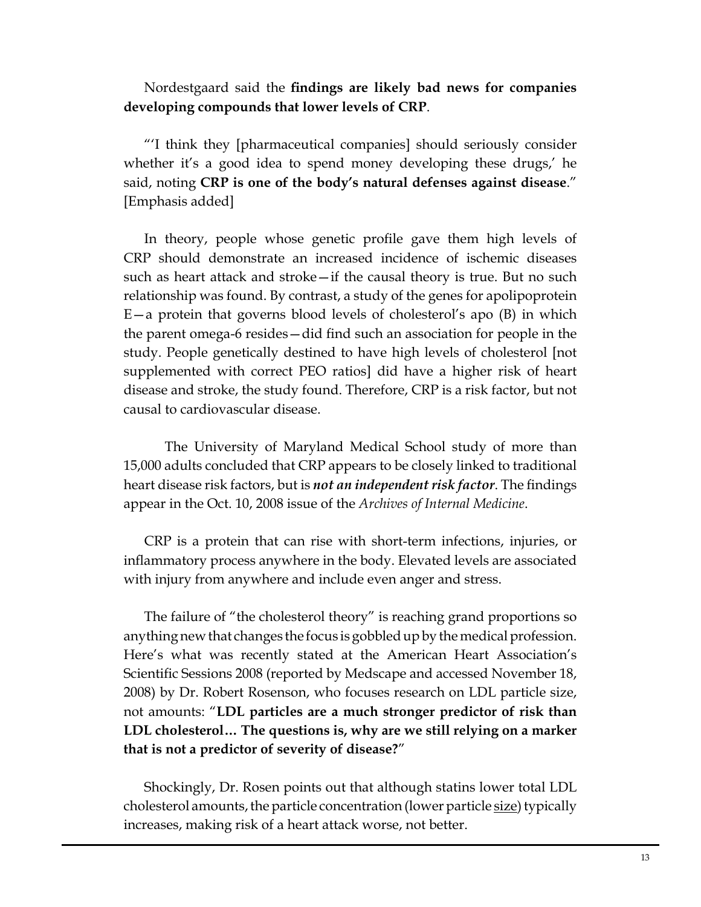Nordestgaard said the **findings are likely bad news for companies developing compounds that lower levels of CRP**.

"'I think they [pharmaceutical companies] should seriously consider whether it's a good idea to spend money developing these drugs,' he said, noting **CRP is one of the body's natural defenses against disease**." [Emphasis added]

In theory, people whose genetic profile gave them high levels of CRP should demonstrate an increased incidence of ischemic diseases such as heart attack and stroke—if the causal theory is true. But no such relationship was found. By contrast, a study of the genes for apolipoprotein E—a protein that governs blood levels of cholesterol's apo (B) in which the parent omega-6 resides—did find such an association for people in the study. People genetically destined to have high levels of cholesterol [not supplemented with correct PEO ratios] did have a higher risk of heart disease and stroke, the study found. Therefore, CRP is a risk factor, but not causal to cardiovascular disease.

The University of Maryland Medical School study of more than 15,000 adults concluded that CRP appears to be closely linked to traditional heart disease risk factors, but is ***not an independent risk factor***. The findings appear in the Oct. 10, 2008 issue of the *Archives of Internal Medicine*.

CRP is a protein that can rise with short-term infections, injuries, or inflammatory process anywhere in the body. Elevated levels are associated with injury from anywhere and include even anger and stress.

The failure of "the cholesterol theory" is reaching grand proportions so anything new that changes the focus is gobbled up by the medical profession. Here's what was recently stated at the American Heart Association's Scientific Sessions 2008 (reported by Medscape and accessed November 18, 2008) by Dr. Robert Rosenson, who focuses research on LDL particle size, not amounts: "**LDL particles are a much stronger predictor of risk than LDL cholesterol… The questions is, why are we still relying on a marker that is not a predictor of severity of disease?**"

Shockingly, Dr. Rosen points out that although statins lower total LDL cholesterol amounts, the particle concentration (lower particle <u>size</u>) typically increases, making risk of a heart attack worse, not better.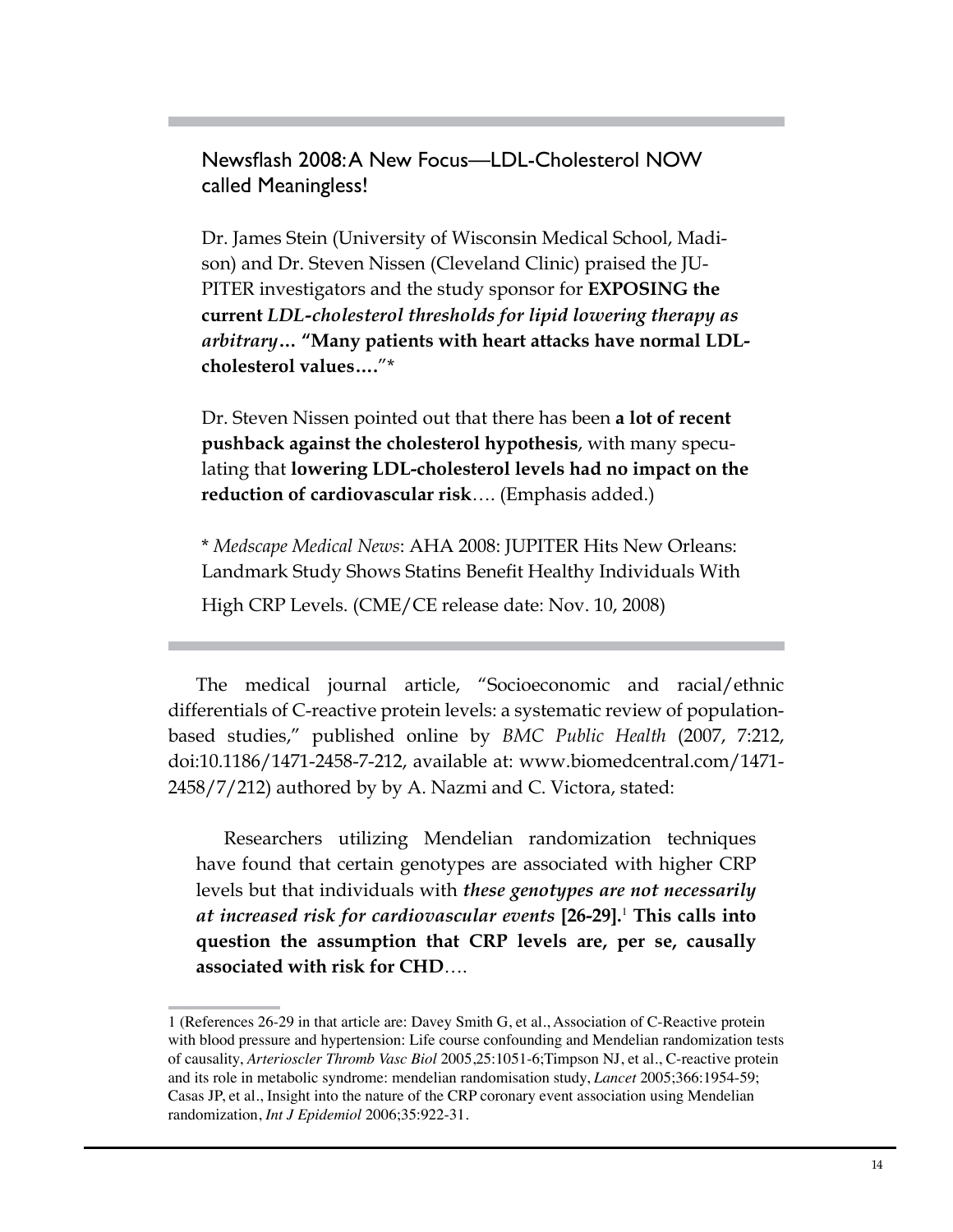## Newsflash 2008: A New Focus—LDL-Cholesterol NOW called Meaningless!

Dr. James Stein (University of Wisconsin Medical School, Madison) and Dr. Steven Nissen (Cleveland Clinic) praised the JUPITER investigators and the study sponsor for **EXPOSING the current** ***LDL-cholesterol thresholds for lipid lowering therapy as arbitrary*****… "Many patients with heart attacks have normal LDL-cholesterol values…."***

Dr. Steven Nissen pointed out that there has been **a lot of recent pushback against the cholesterol hypothesis**, with many speculating that **lowering LDL-cholesterol levels had no impact on the reduction of cardiovascular risk**…. (Emphasis added.)

* *Medscape Medical News*: AHA 2008: JUPITER Hits New Orleans: Landmark Study Shows Statins Benefit Healthy Individuals With High CRP Levels. (CME/CE release date: Nov. 10, 2008)

The medical journal article, "Socioeconomic and racial/ethnic differentials of C-reactive protein levels: a systematic review of population-based studies," published online by *BMC Public Health* (2007, 7:212, doi:10.1186/1471-2458-7-212, available at: www.biomedcentral.com/1471-2458/7/212) authored by by A. Nazmi and C. Victora, stated:

> Researchers utilizing Mendelian randomization techniques have found that certain genotypes are associated with higher CRP levels but that individuals with ***these genotypes are not necessarily at increased risk for cardiovascular events* [26-29].**[1] **This calls into question the assumption that CRP levels are, per se, causally associated with risk for CHD**….

1 (References 26-29 in that article are: Davey Smith G, et al., Association of C-Reactive protein with blood pressure and hypertension: Life course confounding and Mendelian randomization tests of causality, *Arterioscler Thromb Vasc Biol* 2005,25:1051-6;Timpson NJ, et al., C-reactive protein and its role in metabolic syndrome: mendelian randomisation study, *Lancet* 2005;366:1954-59; Casas JP, et al., Insight into the nature of the CRP coronary event association using Mendelian randomization, *Int J Epidemiol* 2006;35:922-31.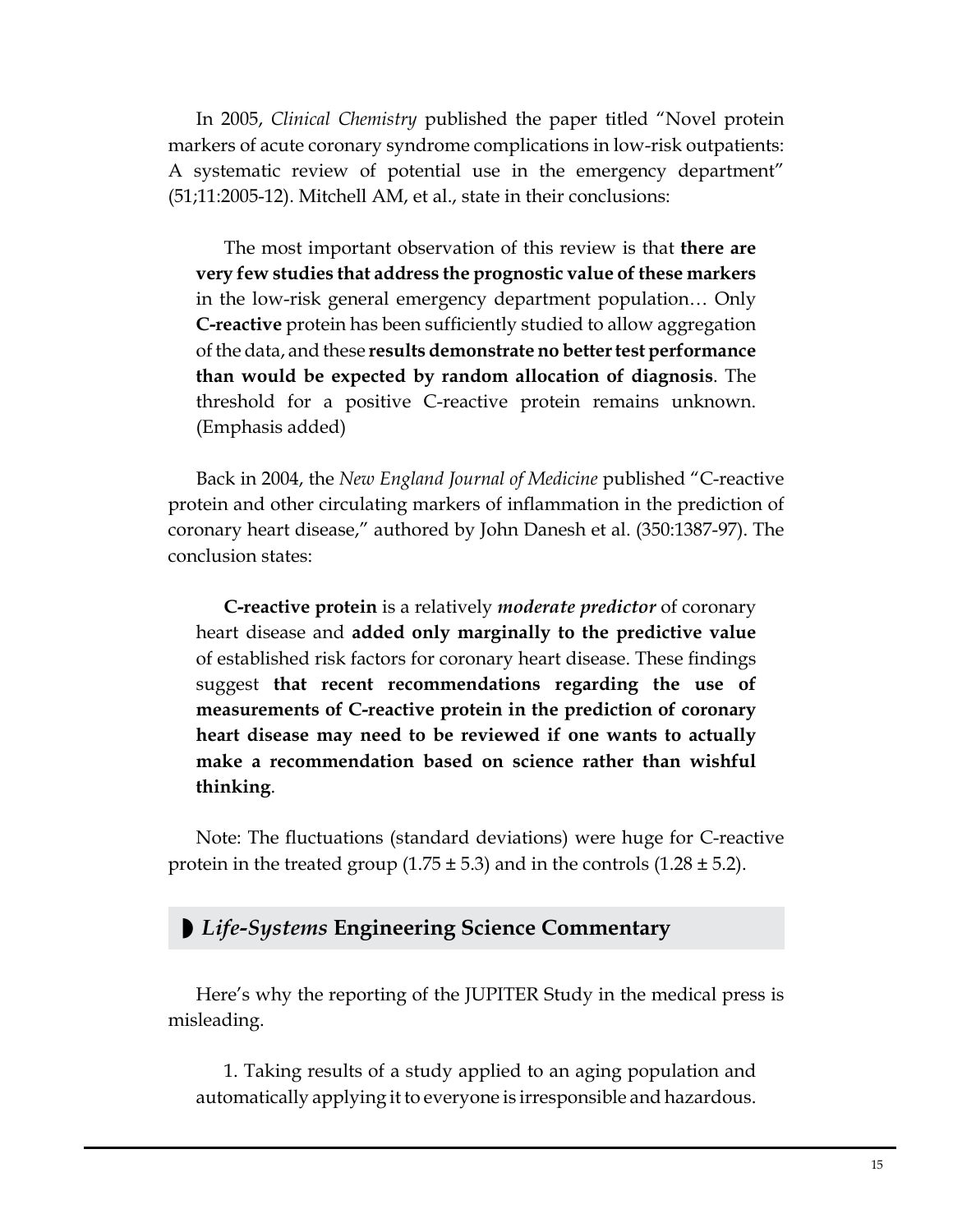In 2005, *Clinical Chemistry* published the paper titled "Novel protein markers of acute coronary syndrome complications in low-risk outpatients: A systematic review of potential use in the emergency department" (51;11:2005-12). Mitchell AM, et al., state in their conclusions:

> The most important observation of this review is that **there are very few studies that address the prognostic value of these markers** in the low-risk general emergency department population… Only **C-reactive** protein has been sufficiently studied to allow aggregation of the data, and these **results demonstrate no better test performance than would be expected by random allocation of diagnosis**. The threshold for a positive C-reactive protein remains unknown. (Emphasis added)

Back in 2004, the *New England Journal of Medicine* published "C-reactive protein and other circulating markers of inflammation in the prediction of coronary heart disease," authored by John Danesh et al. (350:1387-97). The conclusion states:

> **C-reactive protein** is a relatively ***moderate predictor*** of coronary heart disease and **added only marginally to the predictive value** of established risk factors for coronary heart disease. These findings suggest **that recent recommendations regarding the use of measurements of C-reactive protein in the prediction of coronary heart disease may need to be reviewed if one wants to actually make a recommendation based on science rather than wishful thinking**.

Note: The fluctuations (standard deviations) were huge for C-reactive protein in the treated group ($1.75 \pm 5.3$) and in the controls ($1.28 \pm 5.2$).

## ◗ *Life-Systems* Engineering Science Commentary

Here's why the reporting of the JUPITER Study in the medical press is misleading.

1. Taking results of a study applied to an aging population and automatically applying it to everyone is irresponsible and hazardous.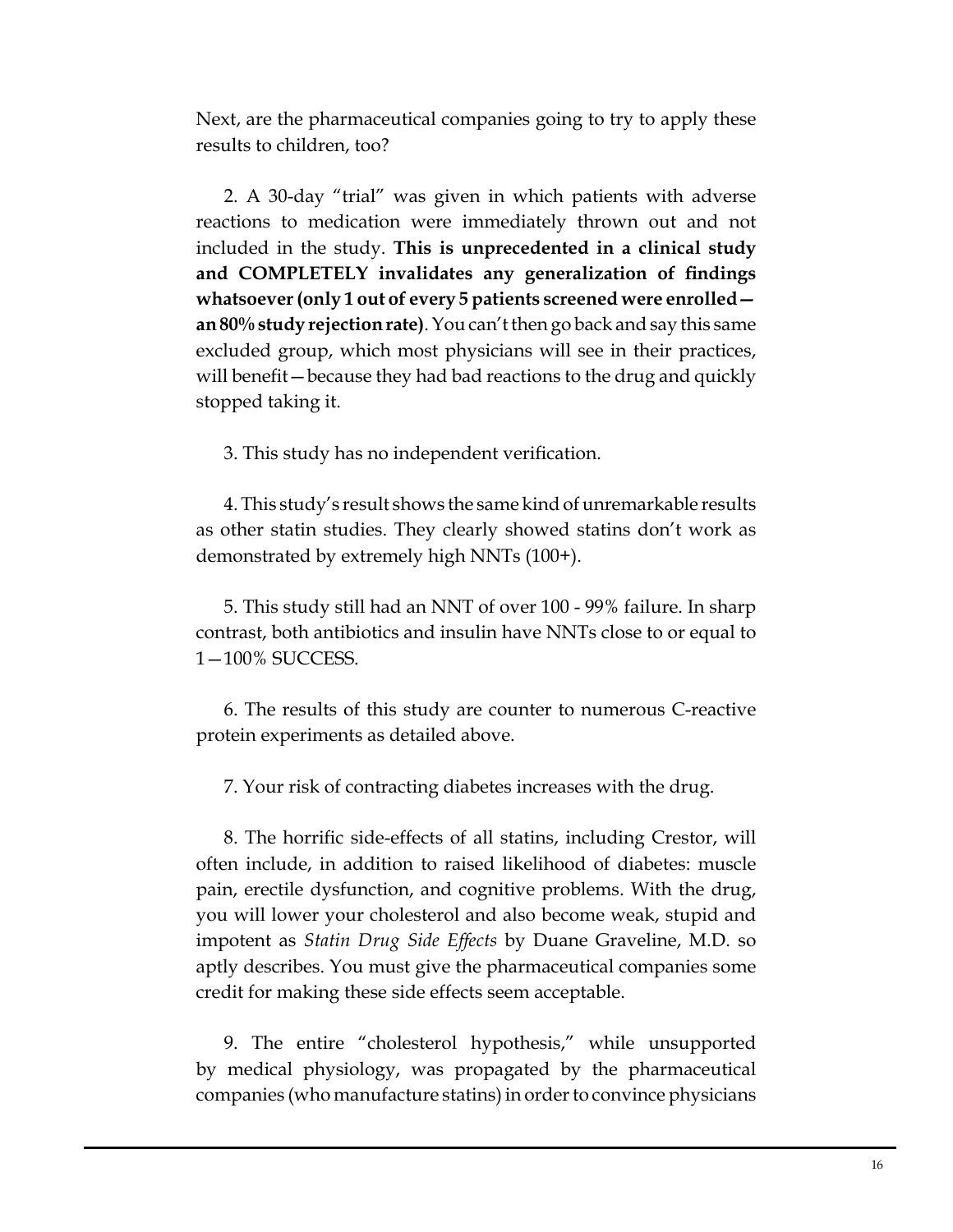Next, are the pharmaceutical companies going to try to apply these results to children, too?

2. A 30-day "trial" was given in which patients with adverse reactions to medication were immediately thrown out and not included in the study. **This is unprecedented in a clinical study and COMPLETELY invalidates any generalization of findings whatsoever (only 1 out of every 5 patients screened were enrolled—an 80% study rejection rate)**. You can't then go back and say this same excluded group, which most physicians will see in their practices, will benefit—because they had bad reactions to the drug and quickly stopped taking it.

3. This study has no independent verification.

4. This study's result shows the same kind of unremarkable results as other statin studies. They clearly showed statins don't work as demonstrated by extremely high NNTs (100+).

5. This study still had an NNT of over 100 - 99% failure. In sharp contrast, both antibiotics and insulin have NNTs close to or equal to 1—100% SUCCESS.

6. The results of this study are counter to numerous C-reactive protein experiments as detailed above.

7. Your risk of contracting diabetes increases with the drug.

8. The horrific side-effects of all statins, including Crestor, will often include, in addition to raised likelihood of diabetes: muscle pain, erectile dysfunction, and cognitive problems. With the drug, you will lower your cholesterol and also become weak, stupid and impotent as *Statin Drug Side Effects* by Duane Graveline, M.D. so aptly describes. You must give the pharmaceutical companies some credit for making these side effects seem acceptable.

9. The entire "cholesterol hypothesis," while unsupported by medical physiology, was propagated by the pharmaceutical companies (who manufacture statins) in order to convince physicians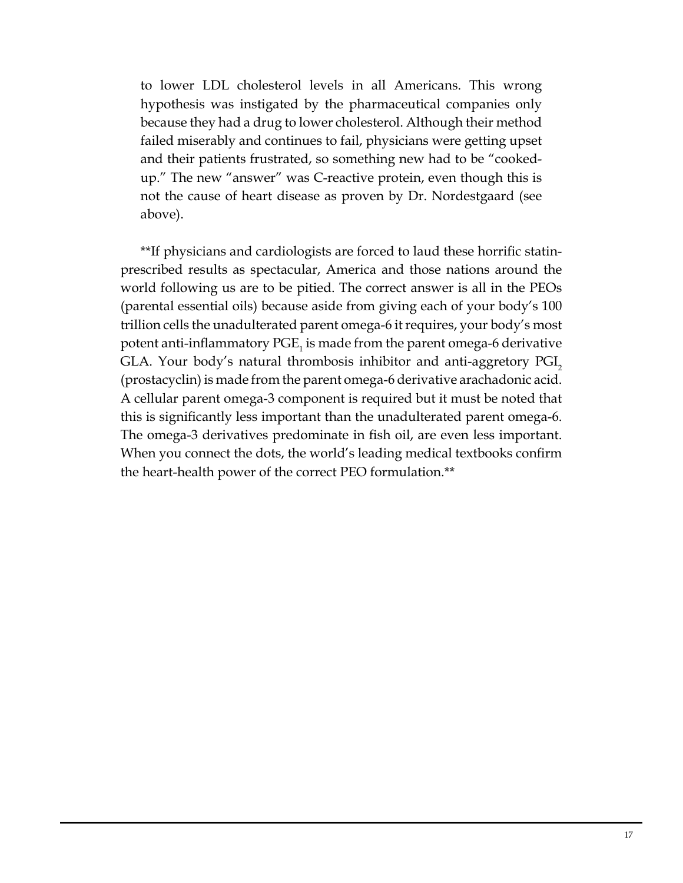to lower LDL cholesterol levels in all Americans. This wrong hypothesis was instigated by the pharmaceutical companies only because they had a drug to lower cholesterol. Although their method failed miserably and continues to fail, physicians were getting upset and their patients frustrated, so something new had to be "cooked-up." The new "answer" was C-reactive protein, even though this is not the cause of heart disease as proven by Dr. Nordestgaard (see above).

**If physicians and cardiologists are forced to laud these horrific statin-prescribed results as spectacular, America and those nations around the world following us are to be pitied. The correct answer is all in the PEOs (parental essential oils) because aside from giving each of your body's 100 trillion cells the unadulterated parent omega-6 it requires, your body's most potent anti-inflammatory $PGE_1$ is made from the parent omega-6 derivative GLA. Your body's natural thrombosis inhibitor and anti-aggretory $PGI_2$ (prostacyclin) is made from the parent omega-6 derivative arachadonic acid. A cellular parent omega-3 component is required but it must be noted that this is significantly less important than the unadulterated parent omega-6. The omega-3 derivatives predominate in fish oil, are even less important. When you connect the dots, the world's leading medical textbooks confirm the heart-health power of the correct PEO formulation.**